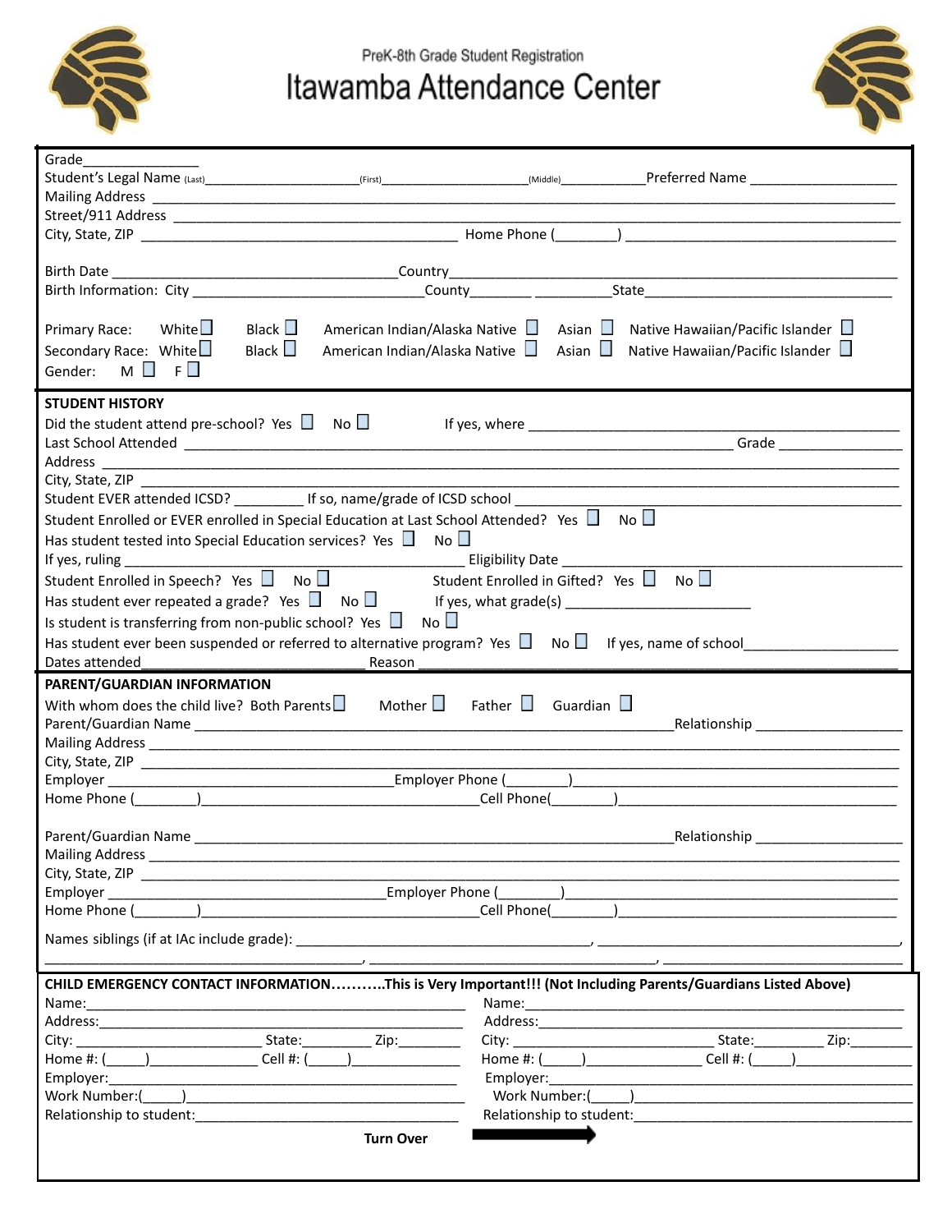PreK-8th Grade Student Registration

# Itawamba Attendance Center

Grade_______________

Student's Legal Name (Last)_____________________(First)___________________(Middle)___________Preferred Name ___________________

Mailing Address ________________________________________________________________________________

Street/911 Address ______________________________________________________________________________

City, State, ZIP _________________________________________ Home Phone (________) ___________________________________

Birth Date ____________________________________Country____________________________________________________

Birth Information: City ____________________________County________ __________State________________________________

Primary Race: White ☐ Black ☐ American Indian/Alaska Native ☐ Asian ☐ Native Hawaiian/Pacific Islander ☐

Secondary Race: White ☐ Black ☐ American Indian/Alaska Native ☐ Asian ☐ Native Hawaiian/Pacific Islander ☐

Gender: M ☐ F ☐

## STUDENT HISTORY

Did the student attend pre-school? Yes ☐ No ☐ If yes, where ______________________________________________

Last School Attended _____________________________________________________________________ Grade _______________

Address ________________________________________________________________________________________

City, State, ZIP __________________________________________________________________________________

Student EVER attended ICSD? _________ If so, name/grade of ICSD school ________________________________________________

Student Enrolled or EVER enrolled in Special Education at Last School Attended? Yes ☐ No ☐

Has student tested into Special Education services? Yes ☐ No ☐

If yes, ruling _______________________________________________ Eligibility Date ____________________________________________

Student Enrolled in Speech? Yes ☐ No ☐ Student Enrolled in Gifted? Yes ☐ No ☐

Has student ever repeated a grade? Yes ☐ No ☐ If yes, what grade(s) ________________________

Is student is transferring from non-public school? Yes ☐ No ☐

Has student ever been suspended or referred to alternative program? Yes ☐ No ☐ If yes, name of school___________________

Dates attended____________________________ Reason ________________________________________________________

## PARENT/GUARDIAN INFORMATION

With whom does the child live? Both Parents ☐ Mother ☐ Father ☐ Guardian ☐

Parent/Guardian Name _____________________________________________________________Relationship __________________

Mailing Address __________________________________________________________________________________

City, State, ZIP __________________________________________________________________________________

Employer ____________________________________Employer Phone (________)____________________________________________

Home Phone (________)_____________________________________Cell Phone(________)____________________________________

Parent/Guardian Name _____________________________________________________________Relationship __________________

Mailing Address __________________________________________________________________________________

City, State, ZIP __________________________________________________________________________________

Employer ___________________________________Employer Phone (________)____________________________________________

Home Phone (________)_____________________________________Cell Phone(________)____________________________________

Names siblings (if at IAc include grade): ____________________________________, ____________________________________,

____________________________________, ____________________________________, ____________________________________

## CHILD EMERGENCY CONTACT INFORMATION……….This is Very Important!!! (Not Including Parents/Guardians Listed Above)

Name:_____________________________________________

Address:___________________________________________

City: _______________________ State:_________ Zip:________

Home #: (_____)_______________ Cell #: (_____)_____________

Employer:__________________________________________

Work Number:(_____)________________________________

Relationship to student:_____________________________

Name:_____________________________________________

Address:___________________________________________

City: _______________________ State:_________ Zip:________

Home #: (_____)_______________ Cell #: (_____)_____________

Employer:__________________________________________

Work Number:(_____)________________________________

Relationship to student:_____________________________

**Turn Over** →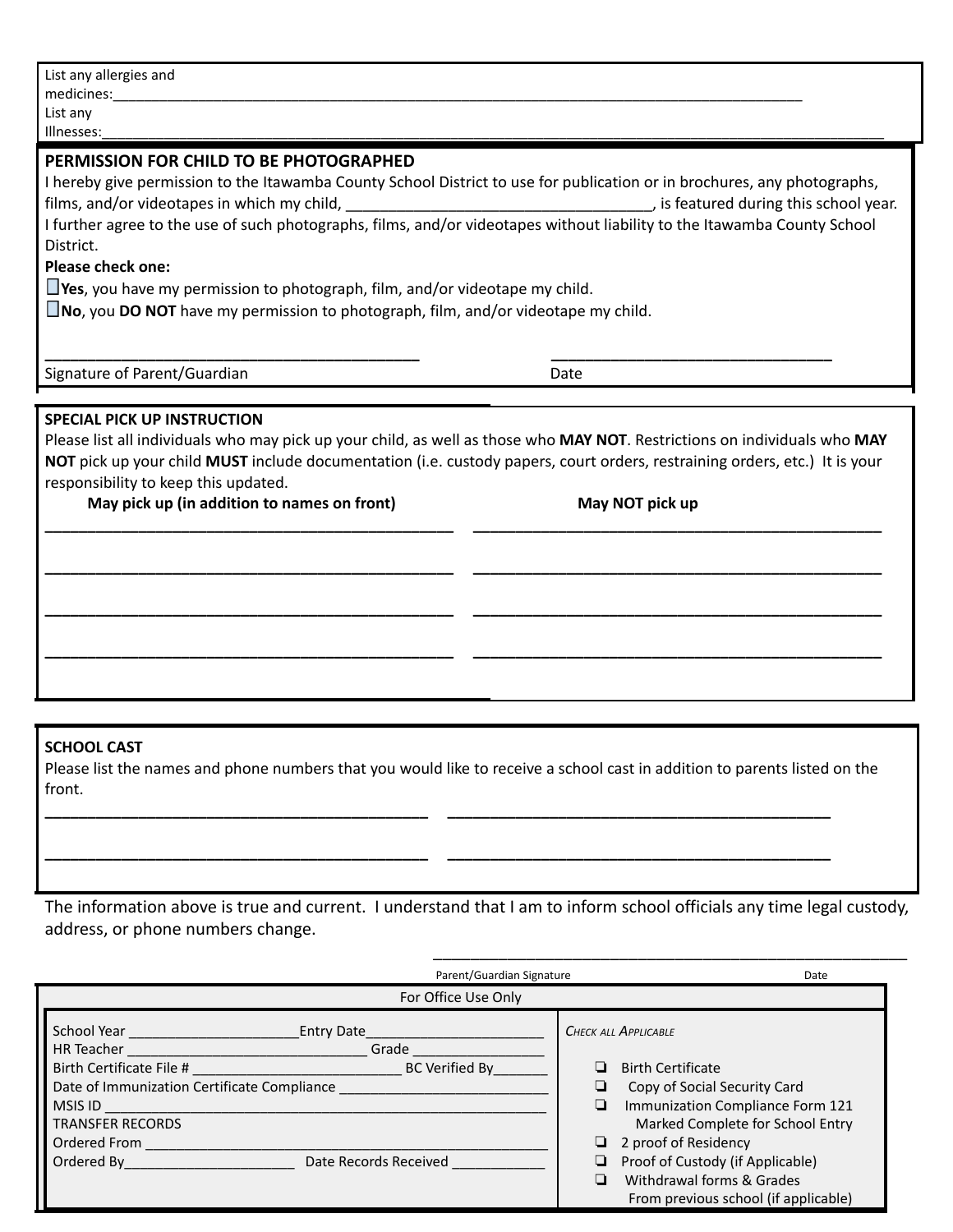List any allergies and medicines:___________________________________________________________________________________________

List any Illnesses:___________________________________________________________________________________________________

**PERMISSION FOR CHILD TO BE PHOTOGRAPHED**

I hereby give permission to the Itawamba County School District to use for publication or in brochures, any photographs, films, and/or videotapes in which my child, ____________________________________, is featured during this school year. I further agree to the use of such photographs, films, and/or videotapes without liability to the Itawamba County School District.

**Please check one:**

☐ **Yes**, you have my permission to photograph, film, and/or videotape my child.

☐ **No**, you **DO NOT** have my permission to photograph, film, and/or videotape my child.

_____________________________________________ ________________________________

Signature of Parent/Guardian Date

**SPECIAL PICK UP INSTRUCTION**

Please list all individuals who may pick up your child, as well as those who **MAY NOT**. Restrictions on individuals who **MAY NOT** pick up your child **MUST** include documentation (i.e. custody papers, court orders, restraining orders, etc.) It is your responsibility to keep this updated.

| May pick up (in addition to names on front) | May NOT pick up |
|---|---|
| _______________________________________________ | _______________________________________________ |
| _______________________________________________ | _______________________________________________ |
| _______________________________________________ | _______________________________________________ |
| _______________________________________________ | _______________________________________________ |

**SCHOOL CAST**

Please list the names and phone numbers that you would like to receive a school cast in addition to parents listed on the front.

_____________________________________________ _____________________________________________

_____________________________________________ _____________________________________________

The information above is true and current. I understand that I am to inform school officials any time legal custody, address, or phone numbers change.

________________________________________________________

Parent/Guardian Signature Date

| For Office Use Only | |
|---|---|
| School Year ______________________Entry Date_______________________<br>HR Teacher ______________________________ Grade ________________<br>Birth Certificate File # ___________________________ BC Verified By_______<br>Date of Immunization Certificate Compliance ___________________________<br>MSIS ID ______________________________________________________<br>TRANSFER RECORDS<br>Ordered From ________________________________________________<br>Ordered By_____________________ Date Records Received ___________ | *Check all Applicable*<br><br>❏ Birth Certificate<br>❏ Copy of Social Security Card<br>❏ Immunization Compliance Form 121 Marked Complete for School Entry<br>❏ 2 proof of Residency<br>❏ Proof of Custody (if Applicable)<br>❏ Withdrawal forms & Grades From previous school (if applicable) |